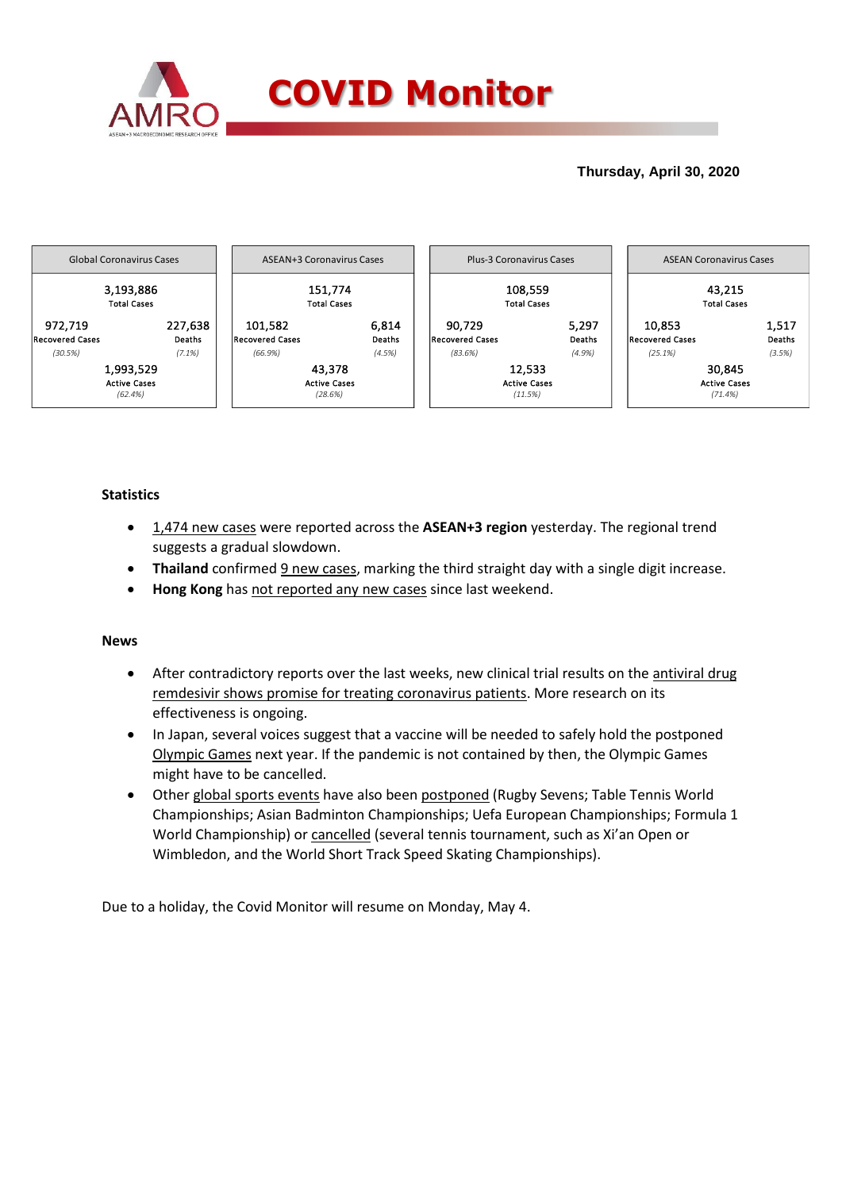# COVID Monitor

**Thursday, April 30, 2020**

| Global Coronavirus Cases | | ASEAN+3 Coronavirus Cases | | Plus-3 Coronavirus Cases | | ASEAN Coronavirus Cases | |
|---|---|---|---|---|---|---|---|
| 3,193,886 Total Cases | | 151,774 Total Cases | | 108,559 Total Cases | | 43,215 Total Cases | |
| 972,719 Recovered Cases *(30.5%)* | 227,638 Deaths *(7.1%)* | 101,582 Recovered Cases *(66.9%)* | 6,814 Deaths *(4.5%)* | 90,729 Recovered Cases *(83.6%)* | 5,297 Deaths *(4.9%)* | 10,853 Recovered Cases *(25.1%)* | 1,517 Deaths *(3.5%)* |
| 1,993,529 Active Cases *(62.4%)* | | 43,378 Active Cases *(28.6%)* | | 12,533 Active Cases *(11.5%)* | | 30,845 Active Cases *(71.4%)* | |

### Statistics

- 1,474 new cases were reported across the **ASEAN+3 region** yesterday. The regional trend suggests a gradual slowdown.
- **Thailand** confirmed 9 new cases, marking the third straight day with a single digit increase.
- **Hong Kong** has not reported any new cases since last weekend.

### News

- After contradictory reports over the last weeks, new clinical trial results on the antiviral drug remdesivir shows promise for treating coronavirus patients. More research on its effectiveness is ongoing.
- In Japan, several voices suggest that a vaccine will be needed to safely hold the postponed Olympic Games next year. If the pandemic is not contained by then, the Olympic Games might have to be cancelled.
- Other global sports events have also been postponed (Rugby Sevens; Table Tennis World Championships; Asian Badminton Championships; Uefa European Championships; Formula 1 World Championship) or cancelled (several tennis tournament, such as Xi'an Open or Wimbledon, and the World Short Track Speed Skating Championships).

Due to a holiday, the Covid Monitor will resume on Monday, May 4.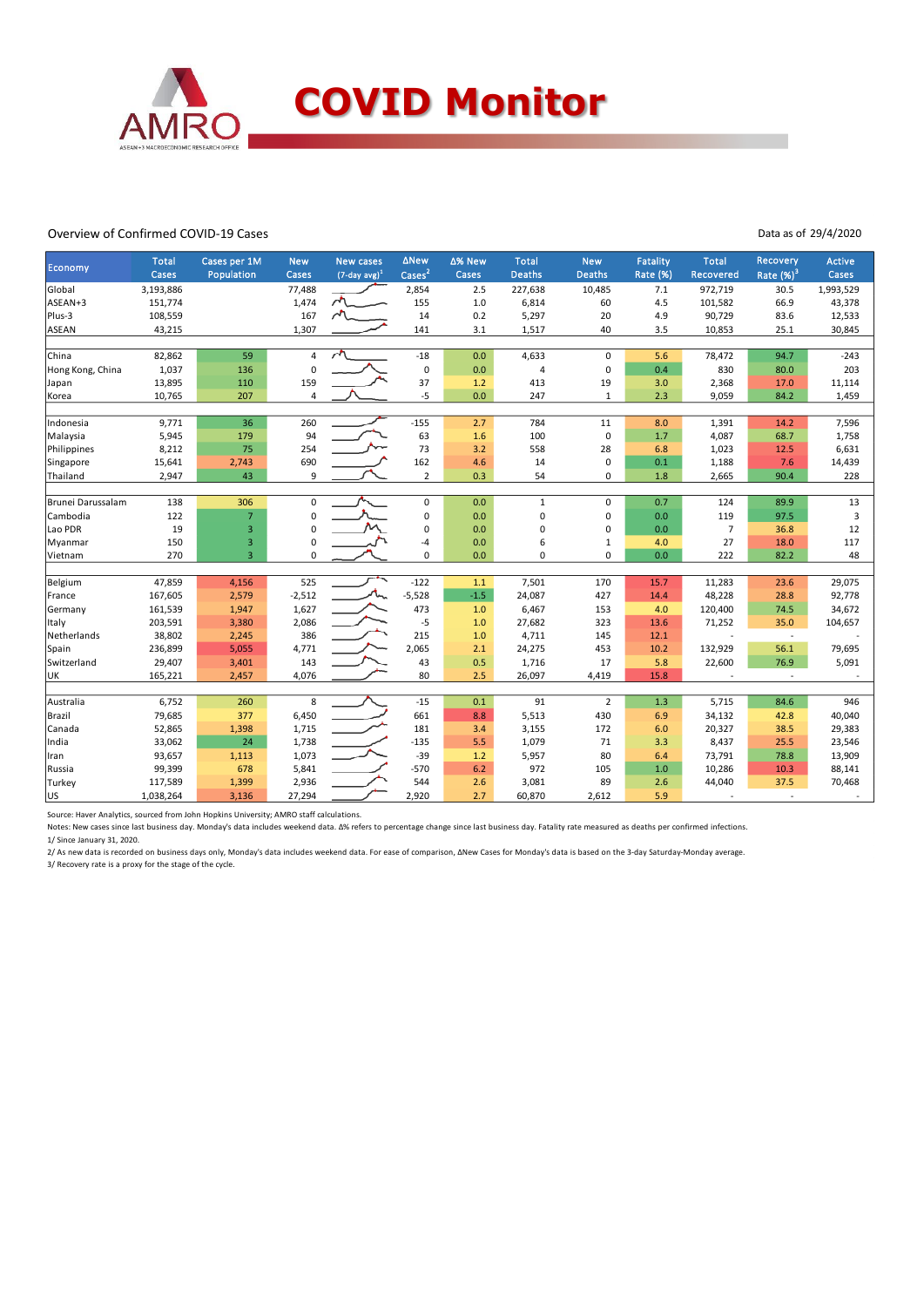# COVID Monitor

Overview of Confirmed COVID-19 Cases

Data as of 29/4/2020

| Economy | Total Cases | Cases per 1M Population | New Cases | New cases (7-day avg)[1] | ΔNew Cases[2] | Δ% New Cases | Total Deaths | New Deaths | Fatality Rate (%) | Total Recovered | Recovery Rate (%)[3] | Active Cases |
|---|---|---|---|---|---|---|---|---|---|---|---|---|
| Global | 3,193,886 | | 77,488 | | 2,854 | 2.5 | 227,638 | 10,485 | 7.1 | 972,719 | 30.5 | 1,993,529 |
| ASEAN+3 | 151,774 | | 1,474 | | 155 | 1.0 | 6,814 | 60 | 4.5 | 101,582 | 66.9 | 43,378 |
| Plus-3 | 108,559 | | 167 | | 14 | 0.2 | 5,297 | 20 | 4.9 | 90,729 | 83.6 | 12,533 |
| ASEAN | 43,215 | | 1,307 | | 141 | 3.1 | 1,517 | 40 | 3.5 | 10,853 | 25.1 | 30,845 |
| | | | | | | | | | | | | |
| China | 82,862 | 59 | 4 | | -18 | 0.0 | 4,633 | 0 | 5.6 | 78,472 | 94.7 | -243 |
| Hong Kong, China | 1,037 | 136 | 0 | | 0 | 0.0 | 4 | 0 | 0.4 | 830 | 80.0 | 203 |
| Japan | 13,895 | 110 | 159 | | 37 | 1.2 | 413 | 19 | 3.0 | 2,368 | 17.0 | 11,114 |
| Korea | 10,765 | 207 | 4 | | -5 | 0.0 | 247 | 1 | 2.3 | 9,059 | 84.2 | 1,459 |
| | | | | | | | | | | | | |
| Indonesia | 9,771 | 36 | 260 | | -155 | 2.7 | 784 | 11 | 8.0 | 1,391 | 14.2 | 7,596 |
| Malaysia | 5,945 | 179 | 94 | | 63 | 1.6 | 100 | 0 | 1.7 | 4,087 | 68.7 | 1,758 |
| Philippines | 8,212 | 75 | 254 | | 73 | 3.2 | 558 | 28 | 6.8 | 1,023 | 12.5 | 6,631 |
| Singapore | 15,641 | 2,743 | 690 | | 162 | 4.6 | 14 | 0 | 0.1 | 1,188 | 7.6 | 14,439 |
| Thailand | 2,947 | 43 | 9 | | 2 | 0.3 | 54 | 0 | 1.8 | 2,665 | 90.4 | 228 |
| | | | | | | | | | | | | |
| Brunei Darussalam | 138 | 306 | 0 | | 0 | 0.0 | 1 | 0 | 0.7 | 124 | 89.9 | 13 |
| Cambodia | 122 | 7 | 0 | | 0 | 0.0 | 0 | 0 | 0.0 | 119 | 97.5 | 3 |
| Lao PDR | 19 | 3 | 0 | | 0 | 0.0 | 0 | 0 | 0.0 | 7 | 36.8 | 12 |
| Myanmar | 150 | 3 | 0 | | -4 | 0.0 | 6 | 1 | 4.0 | 27 | 18.0 | 117 |
| Vietnam | 270 | 3 | 0 | | 0 | 0.0 | 0 | 0 | 0.0 | 222 | 82.2 | 48 |
| | | | | | | | | | | | | |
| Belgium | 47,859 | 4,156 | 525 | | -122 | 1.1 | 7,501 | 170 | 15.7 | 11,283 | 23.6 | 29,075 |
| France | 167,605 | 2,579 | -2,512 | | -5,528 | -1.5 | 24,087 | 427 | 14.4 | 48,228 | 28.8 | 92,778 |
| Germany | 161,539 | 1,947 | 1,627 | | 473 | 1.0 | 6,467 | 153 | 4.0 | 120,400 | 74.5 | 34,672 |
| Italy | 203,591 | 3,380 | 2,086 | | -5 | 1.0 | 27,682 | 323 | 13.6 | 71,252 | 35.0 | 104,657 |
| Netherlands | 38,802 | 2,245 | 386 | | 215 | 1.0 | 4,711 | 145 | 12.1 | - | - | - |
| Spain | 236,899 | 5,055 | 4,771 | | 2,065 | 2.1 | 24,275 | 453 | 10.2 | 132,929 | 56.1 | 79,695 |
| Switzerland | 29,407 | 3,401 | 143 | | 43 | 0.5 | 1,716 | 17 | 5.8 | 22,600 | 76.9 | 5,091 |
| UK | 165,221 | 2,457 | 4,076 | | 80 | 2.5 | 26,097 | 4,419 | 15.8 | - | - | - |
| | | | | | | | | | | | | |
| Australia | 6,752 | 260 | 8 | | -15 | 0.1 | 91 | 2 | 1.3 | 5,715 | 84.6 | 946 |
| Brazil | 79,685 | 377 | 6,450 | | 661 | 8.8 | 5,513 | 430 | 6.9 | 34,132 | 42.8 | 40,040 |
| Canada | 52,865 | 1,398 | 1,715 | | 181 | 3.4 | 3,155 | 172 | 6.0 | 20,327 | 38.5 | 29,383 |
| India | 33,062 | 24 | 1,738 | | -135 | 5.5 | 1,079 | 71 | 3.3 | 8,437 | 25.5 | 23,546 |
| Iran | 93,657 | 1,113 | 1,073 | | -39 | 1.2 | 5,957 | 80 | 6.4 | 73,791 | 78.8 | 13,909 |
| Russia | 99,399 | 678 | 5,841 | | -570 | 6.2 | 972 | 105 | 1.0 | 10,286 | 10.3 | 88,141 |
| Turkey | 117,589 | 1,399 | 2,936 | | 544 | 2.6 | 3,081 | 89 | 2.6 | 44,040 | 37.5 | 70,468 |
| US | 1,038,264 | 3,136 | 27,294 | | 2,920 | 2.7 | 60,870 | 2,612 | 5.9 | - | - | - |

Source: Haver Analytics, sourced from John Hopkins University; AMRO staff calculations.

Notes: New cases since last business day. Monday's data includes weekend data. Δ% refers to percentage change since last business day. Fatality rate measured as deaths per confirmed infections.

1/ Since January 31, 2020.

2/ As new data is recorded on business days only, Monday's data includes weekend data. For ease of comparison, ΔNew Cases for Monday's data is based on the 3-day Saturday-Monday average.

3/ Recovery rate is a proxy for the stage of the cycle.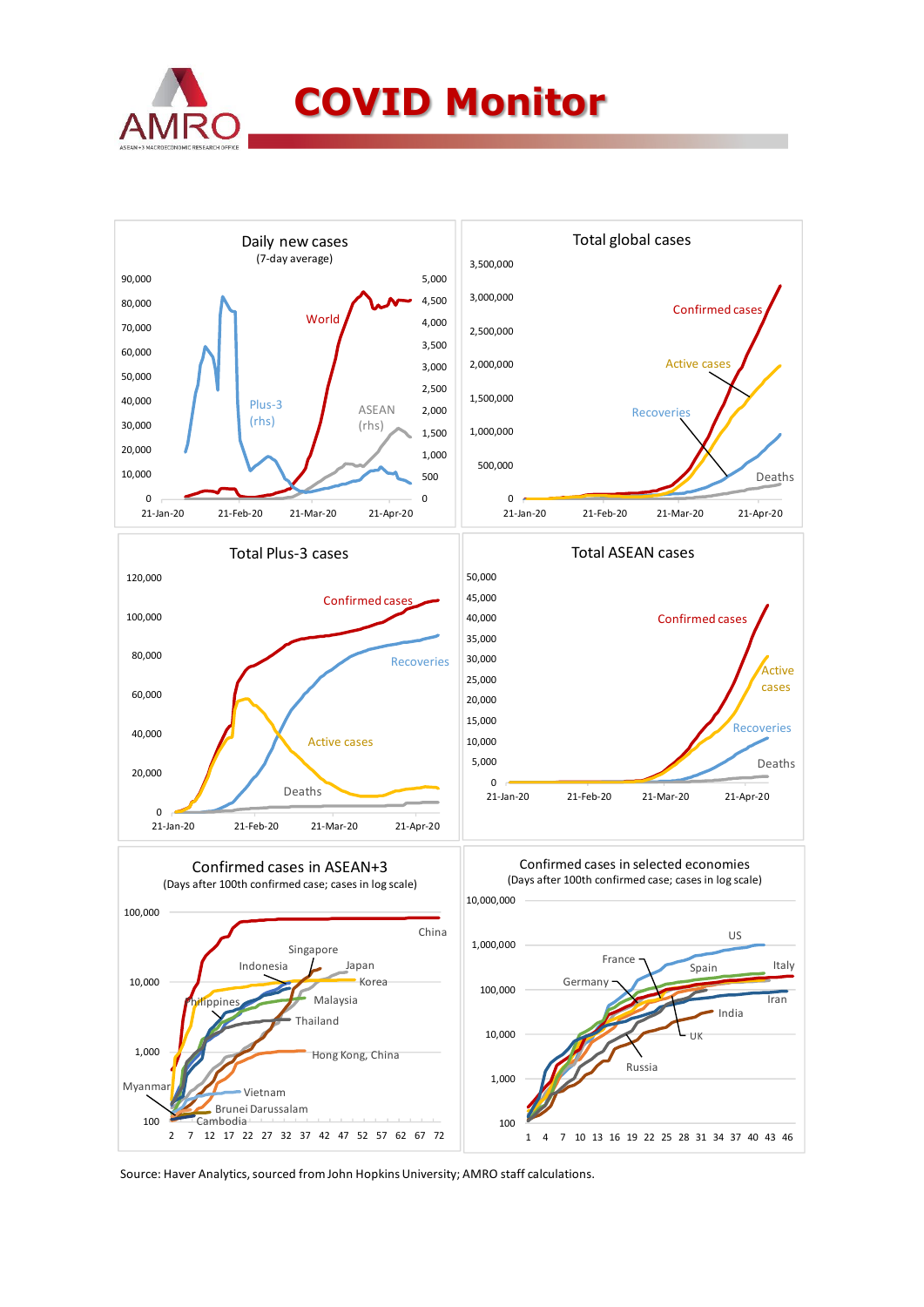# COVID Monitor

AMRO

ASEAN+3 MACROECONOMIC RESEARCH OFFICE

Daily new cases
(7-day average)

90,000
80,000
70,000
60,000
50,000
40,000
30,000
20,000
10,000
0

5,000
4,500
4,000
3,500
3,000
2,500
2,000
1,500
1,000
500
0

21-Jan-20 21-Feb-20 21-Mar-20 21-Apr-20

World
Plus-3 (rhs)
ASEAN (rhs)

Total global cases

3,500,000
3,000,000
2,500,000
2,000,000
1,500,000
1,000,000
500,000
0

21-Jan-20 21-Feb-20 21-Mar-20 21-Apr-20

Confirmed cases
Active cases
Recoveries
Deaths

Total Plus-3 cases

120,000
100,000
80,000
60,000
40,000
20,000
0

21-Jan-20 21-Feb-20 21-Mar-20 21-Apr-20

Confirmed cases
Recoveries
Active cases
Deaths

Total ASEAN cases

50,000
45,000
40,000
35,000
30,000
25,000
20,000
15,000
10,000
5,000
0

21-Jan-20 21-Feb-20 21-Mar-20 21-Apr-20

Confirmed cases
Active cases
Recoveries
Deaths

Confirmed cases in ASEAN+3
(Days after 100th confirmed case; cases in log scale)

100,000
10,000
1,000
100

2 7 12 17 22 27 32 37 42 47 52 57 62 67 72

China
Singapore
Indonesia
Japan
Korea
Philippines
Malaysia
Thailand
Hong Kong, China
Myanmar
Vietnam
Brunei Darussalam
Cambodia

Confirmed cases in selected economies
(Days after 100th confirmed case; cases in log scale)

10,000,000
1,000,000
100,000
10,000
1,000
100

1 4 7 10 13 16 19 22 25 28 31 34 37 40 43 46

US
France
Spain
Italy
Germany
Iran
India
UK
Russia

Source: Haver Analytics, sourced from John Hopkins University; AMRO staff calculations.